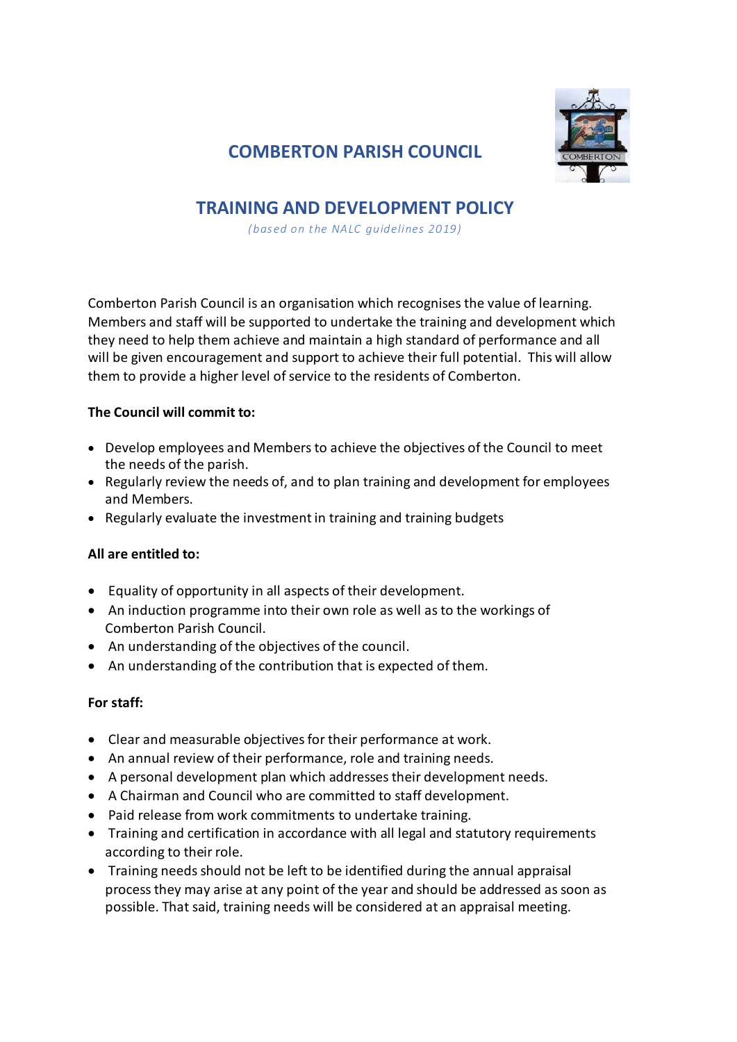# COMBERTON PARISH COUNCIL

## TRAINING AND DEVELOPMENT POLICY

*(based on the NALC guidelines 2019)*

Comberton Parish Council is an organisation which recognises the value of learning. Members and staff will be supported to undertake the training and development which they need to help them achieve and maintain a high standard of performance and all will be given encouragement and support to achieve their full potential. This will allow them to provide a higher level of service to the residents of Comberton.

**The Council will commit to:**

- Develop employees and Members to achieve the objectives of the Council to meet the needs of the parish.
- Regularly review the needs of, and to plan training and development for employees and Members.
- Regularly evaluate the investment in training and training budgets

**All are entitled to:**

- Equality of opportunity in all aspects of their development.
- An induction programme into their own role as well as to the workings of Comberton Parish Council.
- An understanding of the objectives of the council.
- An understanding of the contribution that is expected of them.

**For staff:**

- Clear and measurable objectives for their performance at work.
- An annual review of their performance, role and training needs.
- A personal development plan which addresses their development needs.
- A Chairman and Council who are committed to staff development.
- Paid release from work commitments to undertake training.
- Training and certification in accordance with all legal and statutory requirements according to their role.
- Training needs should not be left to be identified during the annual appraisal process they may arise at any point of the year and should be addressed as soon as possible. That said, training needs will be considered at an appraisal meeting.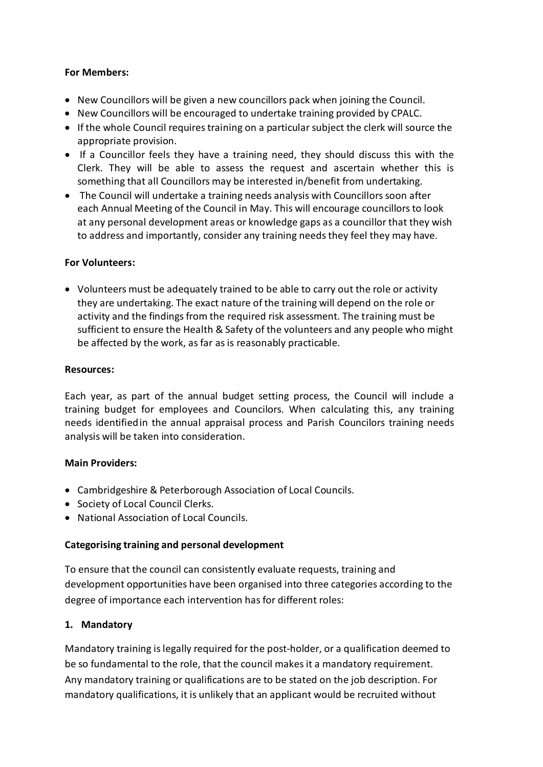**For Members:**

- New Councillors will be given a new councillors pack when joining the Council.
- New Councillors will be encouraged to undertake training provided by CPALC.
- If the whole Council requires training on a particular subject the clerk will source the appropriate provision.
- If a Councillor feels they have a training need, they should discuss this with the Clerk. They will be able to assess the request and ascertain whether this is something that all Councillors may be interested in/benefit from undertaking.
- The Council will undertake a training needs analysis with Councillors soon after each Annual Meeting of the Council in May. This will encourage councillors to look at any personal development areas or knowledge gaps as a councillor that they wish to address and importantly, consider any training needs they feel they may have.

**For Volunteers:**

- Volunteers must be adequately trained to be able to carry out the role or activity they are undertaking. The exact nature of the training will depend on the role or activity and the findings from the required risk assessment. The training must be sufficient to ensure the Health & Safety of the volunteers and any people who might be affected by the work, as far as is reasonably practicable.

**Resources:**

Each year, as part of the annual budget setting process, the Council will include a training budget for employees and Councilors. When calculating this, any training needs identified in the annual appraisal process and Parish Councilors training needs analysis will be taken into consideration.

**Main Providers:**

- Cambridgeshire & Peterborough Association of Local Councils.
- Society of Local Council Clerks.
- National Association of Local Councils.

**Categorising training and personal development**

To ensure that the council can consistently evaluate requests, training and development opportunities have been organised into three categories according to the degree of importance each intervention has for different roles:

**1. Mandatory**

Mandatory training is legally required for the post-holder, or a qualification deemed to be so fundamental to the role, that the council makes it a mandatory requirement. Any mandatory training or qualifications are to be stated on the job description. For mandatory qualifications, it is unlikely that an applicant would be recruited without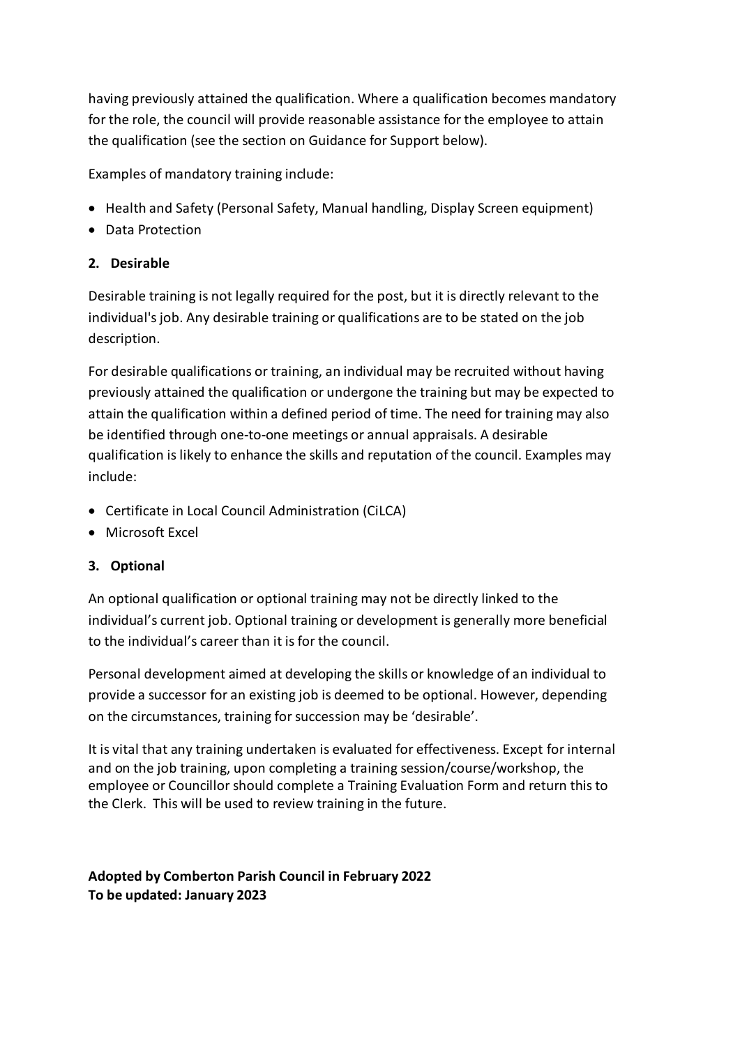having previously attained the qualification. Where a qualification becomes mandatory for the role, the council will provide reasonable assistance for the employee to attain the qualification (see the section on Guidance for Support below).

Examples of mandatory training include:

- Health and Safety (Personal Safety, Manual handling, Display Screen equipment)
- Data Protection

### 2. Desirable

Desirable training is not legally required for the post, but it is directly relevant to the individual's job. Any desirable training or qualifications are to be stated on the job description.

For desirable qualifications or training, an individual may be recruited without having previously attained the qualification or undergone the training but may be expected to attain the qualification within a defined period of time. The need for training may also be identified through one-to-one meetings or annual appraisals. A desirable qualification is likely to enhance the skills and reputation of the council. Examples may include:

- Certificate in Local Council Administration (CiLCA)
- Microsoft Excel

### 3. Optional

An optional qualification or optional training may not be directly linked to the individual's current job. Optional training or development is generally more beneficial to the individual's career than it is for the council.

Personal development aimed at developing the skills or knowledge of an individual to provide a successor for an existing job is deemed to be optional. However, depending on the circumstances, training for succession may be 'desirable'.

It is vital that any training undertaken is evaluated for effectiveness. Except for internal and on the job training, upon completing a training session/course/workshop, the employee or Councillor should complete a Training Evaluation Form and return this to the Clerk. This will be used to review training in the future.

**Adopted by Comberton Parish Council in February 2022**
**To be updated: January 2023**